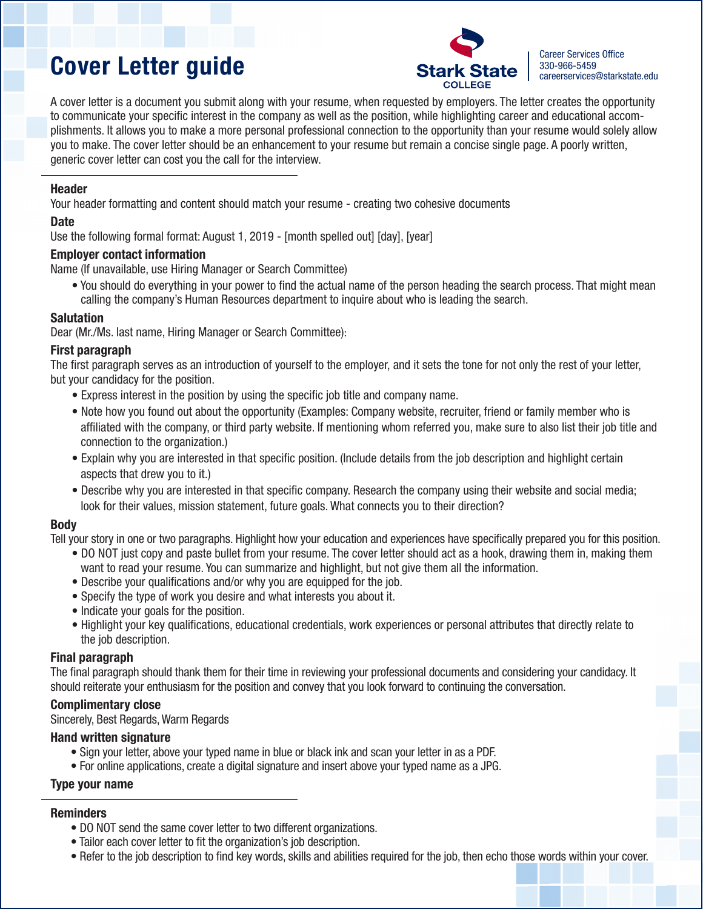# Cover Letter guide

Stark State COLLEGE

Career Services Office
330-966-5459
careerservices@starkstate.edu

A cover letter is a document you submit along with your resume, when requested by employers. The letter creates the opportunity to communicate your specific interest in the company as well as the position, while highlighting career and educational accomplishments. It allows you to make a more personal professional connection to the opportunity than your resume would solely allow you to make. The cover letter should be an enhancement to your resume but remain a concise single page. A poorly written, generic cover letter can cost you the call for the interview.

---

### Header

Your header formatting and content should match your resume - creating two cohesive documents

### Date

Use the following formal format: August 1, 2019 - [month spelled out] [day], [year]

### Employer contact information

Name (If unavailable, use Hiring Manager or Search Committee)

- You should do everything in your power to find the actual name of the person heading the search process. That might mean calling the company's Human Resources department to inquire about who is leading the search.

### Salutation

Dear (Mr./Ms. last name, Hiring Manager or Search Committee):

### First paragraph

The first paragraph serves as an introduction of yourself to the employer, and it sets the tone for not only the rest of your letter, but your candidacy for the position.

- Express interest in the position by using the specific job title and company name.
- Note how you found out about the opportunity (Examples: Company website, recruiter, friend or family member who is affiliated with the company, or third party website. If mentioning whom referred you, make sure to also list their job title and connection to the organization.)
- Explain why you are interested in that specific position. (Include details from the job description and highlight certain aspects that drew you to it.)
- Describe why you are interested in that specific company. Research the company using their website and social media; look for their values, mission statement, future goals. What connects you to their direction?

### Body

Tell your story in one or two paragraphs. Highlight how your education and experiences have specifically prepared you for this position.

- DO NOT just copy and paste bullet from your resume. The cover letter should act as a hook, drawing them in, making them want to read your resume. You can summarize and highlight, but not give them all the information.
- Describe your qualifications and/or why you are equipped for the job.
- Specify the type of work you desire and what interests you about it.
- Indicate your goals for the position.
- Highlight your key qualifications, educational credentials, work experiences or personal attributes that directly relate to the job description.

### Final paragraph

The final paragraph should thank them for their time in reviewing your professional documents and considering your candidacy. It should reiterate your enthusiasm for the position and convey that you look forward to continuing the conversation.

### Complimentary close

Sincerely, Best Regards, Warm Regards

### Hand written signature

- Sign your letter, above your typed name in blue or black ink and scan your letter in as a PDF.
- For online applications, create a digital signature and insert above your typed name as a JPG.

### Type your name

---

### Reminders

- DO NOT send the same cover letter to two different organizations.
- Tailor each cover letter to fit the organization's job description.
- Refer to the job description to find key words, skills and abilities required for the job, then echo those words within your cover.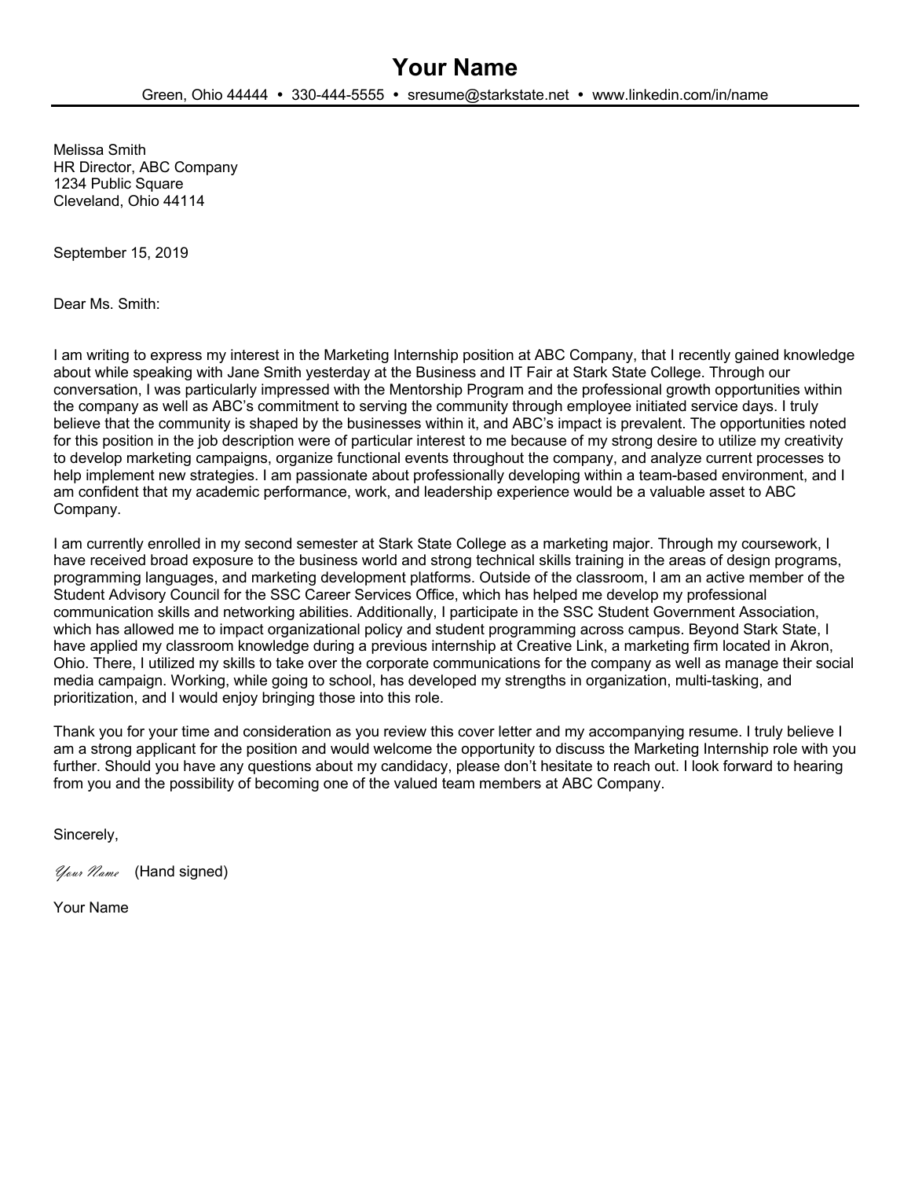# Your Name

Green, Ohio 44444 • 330-444-5555 • sresume@starkstate.net • www.linkedin.com/in/name

---

Melissa Smith
HR Director, ABC Company
1234 Public Square
Cleveland, Ohio 44114

September 15, 2019

Dear Ms. Smith:

I am writing to express my interest in the Marketing Internship position at ABC Company, that I recently gained knowledge about while speaking with Jane Smith yesterday at the Business and IT Fair at Stark State College. Through our conversation, I was particularly impressed with the Mentorship Program and the professional growth opportunities within the company as well as ABC's commitment to serving the community through employee initiated service days. I truly believe that the community is shaped by the businesses within it, and ABC's impact is prevalent. The opportunities noted for this position in the job description were of particular interest to me because of my strong desire to utilize my creativity to develop marketing campaigns, organize functional events throughout the company, and analyze current processes to help implement new strategies. I am passionate about professionally developing within a team-based environment, and I am confident that my academic performance, work, and leadership experience would be a valuable asset to ABC Company.

I am currently enrolled in my second semester at Stark State College as a marketing major. Through my coursework, I have received broad exposure to the business world and strong technical skills training in the areas of design programs, programming languages, and marketing development platforms. Outside of the classroom, I am an active member of the Student Advisory Council for the SSC Career Services Office, which has helped me develop my professional communication skills and networking abilities. Additionally, I participate in the SSC Student Government Association, which has allowed me to impact organizational policy and student programming across campus. Beyond Stark State, I have applied my classroom knowledge during a previous internship at Creative Link, a marketing firm located in Akron, Ohio. There, I utilized my skills to take over the corporate communications for the company as well as manage their social media campaign. Working, while going to school, has developed my strengths in organization, multi-tasking, and prioritization, and I would enjoy bringing those into this role.

Thank you for your time and consideration as you review this cover letter and my accompanying resume. I truly believe I am a strong applicant for the position and would welcome the opportunity to discuss the Marketing Internship role with you further. Should you have any questions about my candidacy, please don't hesitate to reach out. I look forward to hearing from you and the possibility of becoming one of the valued team members at ABC Company.

Sincerely,

*Your Name* (Hand signed)

Your Name